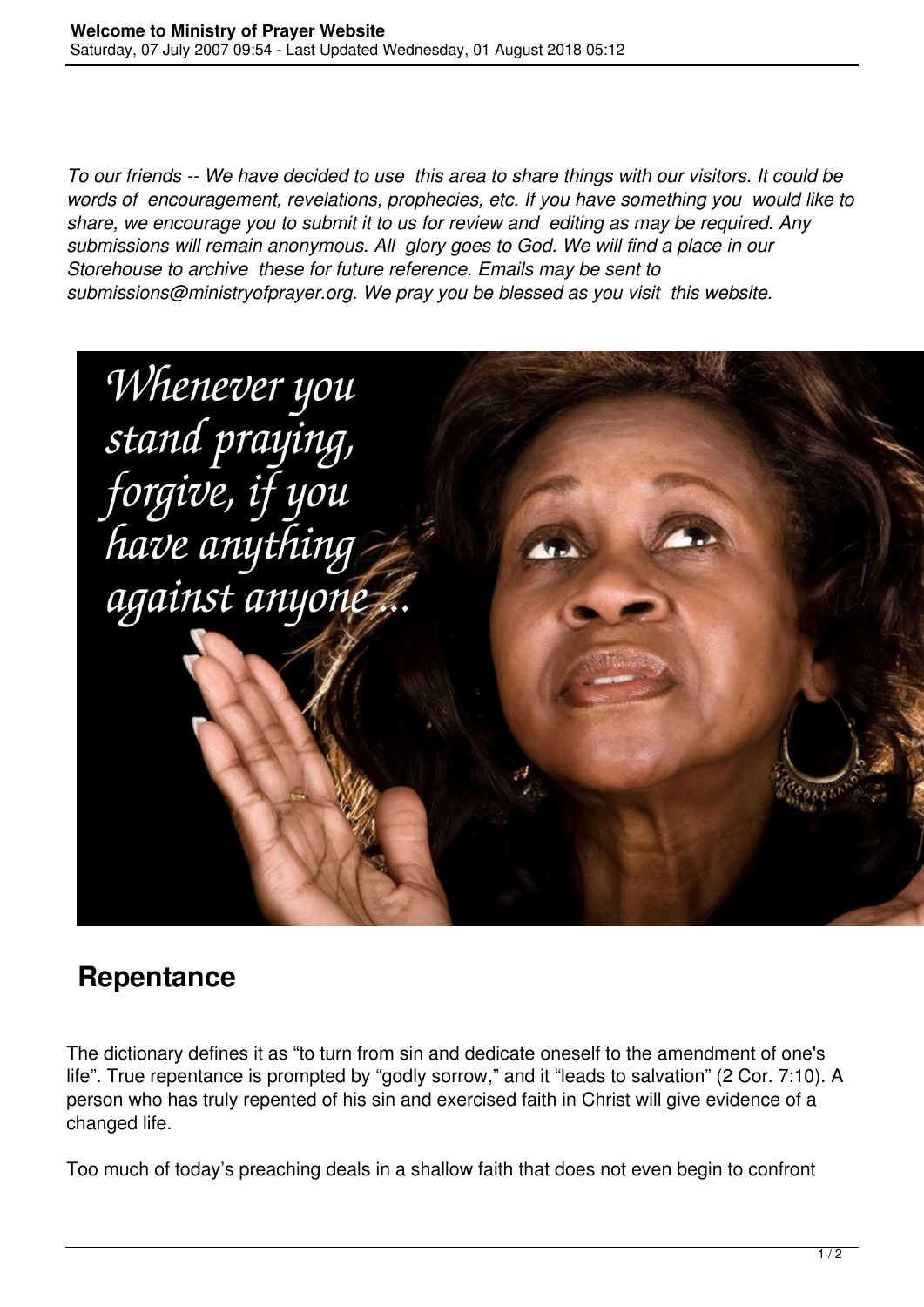*To our friends -- We have decided to use this area to share things with our visitors. It could be words of encouragement, revelations, prophecies, etc. If you have something you would like to share, we encourage you to submit it to us for review and editing as may be required. Any submissions will remain anonymous. All glory goes to God. We will find a place in our Storehouse to archive these for future reference. Emails may be sent to submissions@ministryofprayer.org. We pray you be blessed as you visit this website.*

## Repentance

The dictionary defines it as "to turn from sin and dedicate oneself to the amendment of one's life". True repentance is prompted by "godly sorrow," and it "leads to salvation" (2 Cor. 7:10). A person who has truly repented of his sin and exercised faith in Christ will give evidence of a changed life.

Too much of today's preaching deals in a shallow faith that does not even begin to confront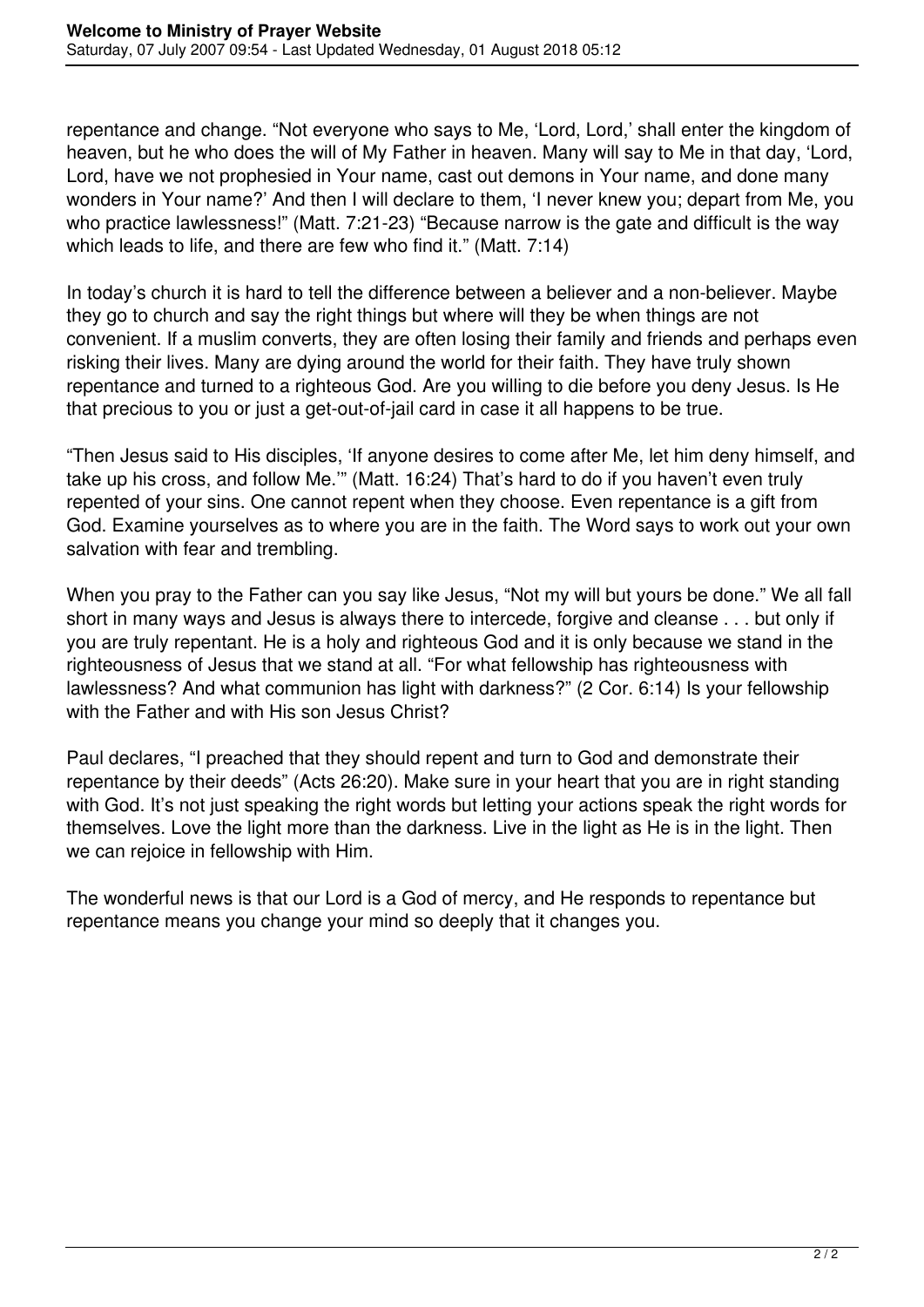repentance and change. “Not everyone who says to Me, ‘Lord, Lord,’ shall enter the kingdom of heaven, but he who does the will of My Father in heaven. Many will say to Me in that day, ‘Lord, Lord, have we not prophesied in Your name, cast out demons in Your name, and done many wonders in Your name?’ And then I will declare to them, ‘I never knew you; depart from Me, you who practice lawlessness!” (Matt. 7:21-23) “Because narrow is the gate and difficult is the way which leads to life, and there are few who find it.” (Matt. 7:14)

In today’s church it is hard to tell the difference between a believer and a non-believer. Maybe they go to church and say the right things but where will they be when things are not convenient. If a muslim converts, they are often losing their family and friends and perhaps even risking their lives. Many are dying around the world for their faith. They have truly shown repentance and turned to a righteous God. Are you willing to die before you deny Jesus. Is He that precious to you or just a get-out-of-jail card in case it all happens to be true.

“Then Jesus said to His disciples, ‘If anyone desires to come after Me, let him deny himself, and take up his cross, and follow Me.’” (Matt. 16:24) That’s hard to do if you haven’t even truly repented of your sins. One cannot repent when they choose. Even repentance is a gift from God. Examine yourselves as to where you are in the faith. The Word says to work out your own salvation with fear and trembling.

When you pray to the Father can you say like Jesus, “Not my will but yours be done.” We all fall short in many ways and Jesus is always there to intercede, forgive and cleanse . . . but only if you are truly repentant. He is a holy and righteous God and it is only because we stand in the righteousness of Jesus that we stand at all. “For what fellowship has righteousness with lawlessness? And what communion has light with darkness?” (2 Cor. 6:14) Is your fellowship with the Father and with His son Jesus Christ?

Paul declares, “I preached that they should repent and turn to God and demonstrate their repentance by their deeds” (Acts 26:20). Make sure in your heart that you are in right standing with God. It’s not just speaking the right words but letting your actions speak the right words for themselves. Love the light more than the darkness. Live in the light as He is in the light. Then we can rejoice in fellowship with Him.

The wonderful news is that our Lord is a God of mercy, and He responds to repentance but repentance means you change your mind so deeply that it changes you.